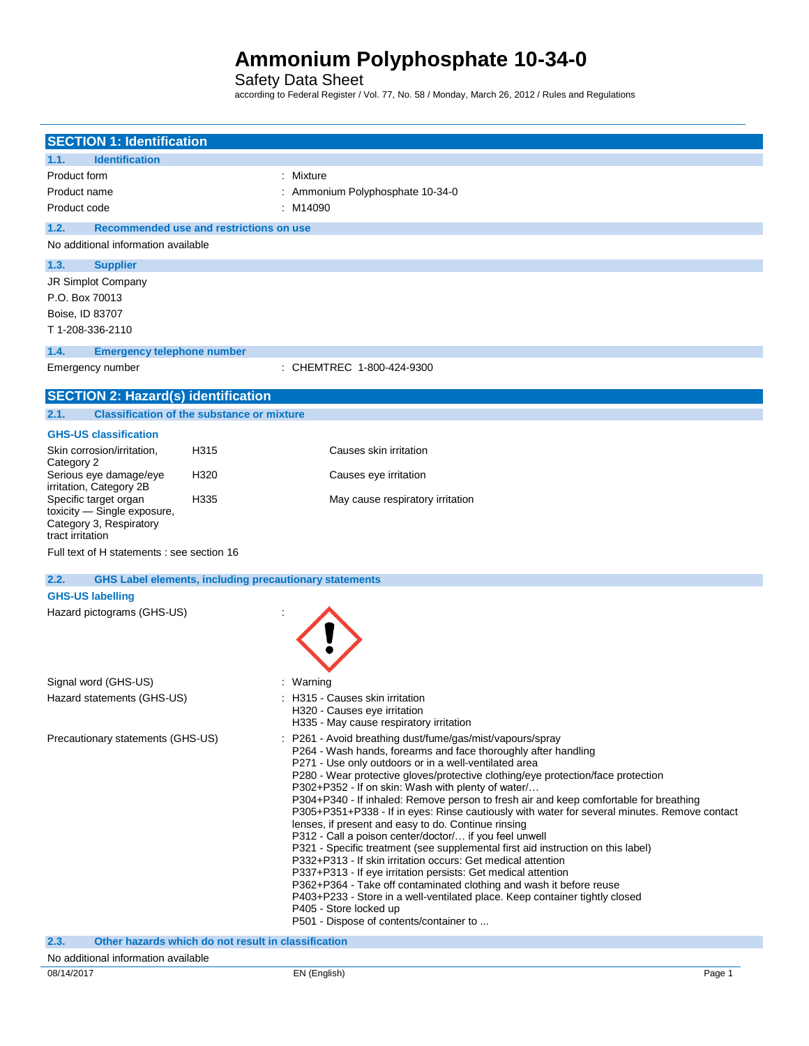# Ammonium Polyphosphate 10-34-0

Safety Data Sheet

according to Federal Register / Vol. 77, No. 58 / Monday, March 26, 2012 / Rules and Regulations

## SECTION 1: Identification

### 1.1. Identification

| | |
|---|---|
| Product form | : Mixture |
| Product name | : Ammonium Polyphosphate 10-34-0 |
| Product code | : M14090 |

### 1.2. Recommended use and restrictions on use

No additional information available

### 1.3. Supplier

JR Simplot Company
P.O. Box 70013
Boise, ID 83707
T 1-208-336-2110

### 1.4. Emergency telephone number

| | |
|---|---|
| Emergency number | : CHEMTREC 1-800-424-9300 |

## SECTION 2: Hazard(s) identification

### 2.1. Classification of the substance or mixture

**GHS-US classification**

| | | |
|---|---|---|
| Skin corrosion/irritation, Category 2 | H315 | Causes skin irritation |
| Serious eye damage/eye irritation, Category 2B | H320 | Causes eye irritation |
| Specific target organ toxicity — Single exposure, Category 3, Respiratory tract irritation | H335 | May cause respiratory irritation |

Full text of H statements : see section 16

### 2.2. GHS Label elements, including precautionary statements

**GHS-US labelling**

Hazard pictograms (GHS-US) :

Signal word (GHS-US) : Warning

Hazard statements (GHS-US) :
- H315 - Causes skin irritation
- H320 - Causes eye irritation
- H335 - May cause respiratory irritation

Precautionary statements (GHS-US) :
- P261 - Avoid breathing dust/fume/gas/mist/vapours/spray
- P264 - Wash hands, forearms and face thoroughly after handling
- P271 - Use only outdoors or in a well-ventilated area
- P280 - Wear protective gloves/protective clothing/eye protection/face protection
- P302+P352 - If on skin: Wash with plenty of water/…
- P304+P340 - If inhaled: Remove person to fresh air and keep comfortable for breathing
- P305+P351+P338 - If in eyes: Rinse cautiously with water for several minutes. Remove contact lenses, if present and easy to do. Continue rinsing
- P312 - Call a poison center/doctor/… if you feel unwell
- P321 - Specific treatment (see supplemental first aid instruction on this label)
- P332+P313 - If skin irritation occurs: Get medical attention
- P337+P313 - If eye irritation persists: Get medical attention
- P362+P364 - Take off contaminated clothing and wash it before reuse
- P403+P233 - Store in a well-ventilated place. Keep container tightly closed
- P405 - Store locked up
- P501 - Dispose of contents/container to ...

### 2.3. Other hazards which do not result in classification

No additional information available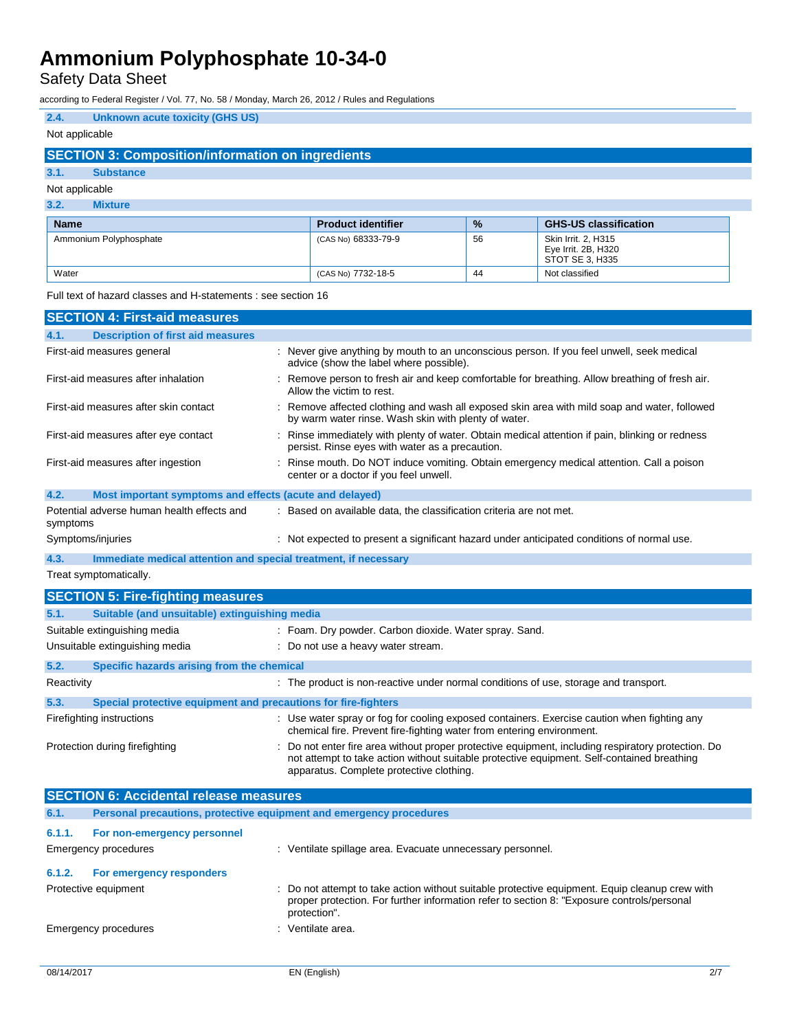### 2.4. Unknown acute toxicity (GHS US)

Not applicable

## SECTION 3: Composition/information on ingredients

### 3.1. Substance

Not applicable

### 3.2. Mixture

| Name | Product identifier | % | GHS-US classification |
|---|---|---|---|
| Ammonium Polyphosphate | (CAS No) 68333-79-9 | 56 | Skin Irrit. 2, H315<br>Eye Irrit. 2B, H320<br>STOT SE 3, H335 |
| Water | (CAS No) 7732-18-5 | 44 | Not classified |

Full text of hazard classes and H-statements : see section 16

## SECTION 4: First-aid measures

### 4.1. Description of first aid measures

First-aid measures general : Never give anything by mouth to an unconscious person. If you feel unwell, seek medical advice (show the label where possible).

First-aid measures after inhalation : Remove person to fresh air and keep comfortable for breathing. Allow breathing of fresh air. Allow the victim to rest.

First-aid measures after skin contact : Remove affected clothing and wash all exposed skin area with mild soap and water, followed by warm water rinse. Wash skin with plenty of water.

First-aid measures after eye contact : Rinse immediately with plenty of water. Obtain medical attention if pain, blinking or redness persist. Rinse eyes with water as a precaution.

First-aid measures after ingestion : Rinse mouth. Do NOT induce vomiting. Obtain emergency medical attention. Call a poison center or a doctor if you feel unwell.

### 4.2. Most important symptoms and effects (acute and delayed)

Potential adverse human health effects and symptoms : Based on available data, the classification criteria are not met.

Symptoms/injuries : Not expected to present a significant hazard under anticipated conditions of normal use.

### 4.3. Immediate medical attention and special treatment, if necessary

Treat symptomatically.

## SECTION 5: Fire-fighting measures

### 5.1. Suitable (and unsuitable) extinguishing media

Suitable extinguishing media : Foam. Dry powder. Carbon dioxide. Water spray. Sand.

Unsuitable extinguishing media : Do not use a heavy water stream.

### 5.2. Specific hazards arising from the chemical

Reactivity : The product is non-reactive under normal conditions of use, storage and transport.

### 5.3. Special protective equipment and precautions for fire-fighters

Firefighting instructions : Use water spray or fog for cooling exposed containers. Exercise caution when fighting any chemical fire. Prevent fire-fighting water from entering environment.

Protection during firefighting : Do not enter fire area without proper protective equipment, including respiratory protection. Do not attempt to take action without suitable protective equipment. Self-contained breathing apparatus. Complete protective clothing.

## SECTION 6: Accidental release measures

### 6.1. Personal precautions, protective equipment and emergency procedures

#### 6.1.1. For non-emergency personnel

Emergency procedures : Ventilate spillage area. Evacuate unnecessary personnel.

#### 6.1.2. For emergency responders

Protective equipment : Do not attempt to take action without suitable protective equipment. Equip cleanup crew with proper protection. For further information refer to section 8: "Exposure controls/personal protection".

Emergency procedures : Ventilate area.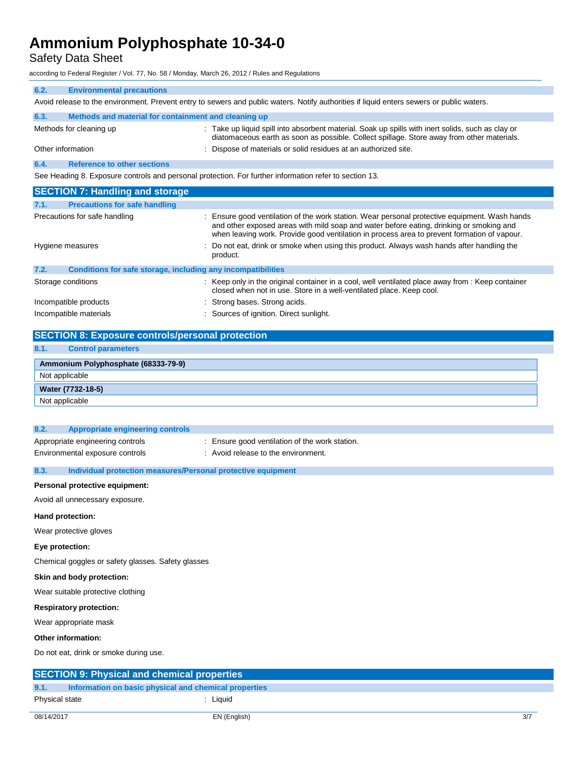### 6.2. Environmental precautions

Avoid release to the environment. Prevent entry to sewers and public waters. Notify authorities if liquid enters sewers or public waters.

### 6.3. Methods and material for containment and cleaning up

| | |
|---|---|
| Methods for cleaning up | : Take up liquid spill into absorbent material. Soak up spills with inert solids, such as clay or diatomaceous earth as soon as possible. Collect spillage. Store away from other materials. |
| Other information | : Dispose of materials or solid residues at an authorized site. |

### 6.4. Reference to other sections

See Heading 8. Exposure controls and personal protection. For further information refer to section 13.

## SECTION 7: Handling and storage

### 7.1. Precautions for safe handling

| | |
|---|---|
| Precautions for safe handling | : Ensure good ventilation of the work station. Wear personal protective equipment. Wash hands and other exposed areas with mild soap and water before eating, drinking or smoking and when leaving work. Provide good ventilation in process area to prevent formation of vapour. |
| Hygiene measures | : Do not eat, drink or smoke when using this product. Always wash hands after handling the product. |

### 7.2. Conditions for safe storage, including any incompatibilities

| | |
|---|---|
| Storage conditions | : Keep only in the original container in a cool, well ventilated place away from : Keep container closed when not in use. Store in a well-ventilated place. Keep cool. |
| Incompatible products | : Strong bases. Strong acids. |
| Incompatible materials | : Sources of ignition. Direct sunlight. |

## SECTION 8: Exposure controls/personal protection

### 8.1. Control parameters

| Ammonium Polyphosphate (68333-79-9) |
|---|
| Not applicable |

| Water (7732-18-5) |
|---|
| Not applicable |

### 8.2. Appropriate engineering controls

| | |
|---|---|
| Appropriate engineering controls | : Ensure good ventilation of the work station. |
| Environmental exposure controls | : Avoid release to the environment. |

### 8.3. Individual protection measures/Personal protective equipment

**Personal protective equipment:**

Avoid all unnecessary exposure.

**Hand protection:**

Wear protective gloves

**Eye protection:**

Chemical goggles or safety glasses. Safety glasses

**Skin and body protection:**

Wear suitable protective clothing

**Respiratory protection:**

Wear appropriate mask

**Other information:**

Do not eat, drink or smoke during use.

## SECTION 9: Physical and chemical properties

### 9.1. Information on basic physical and chemical properties

| | |
|---|---|
| Physical state | : Liquid |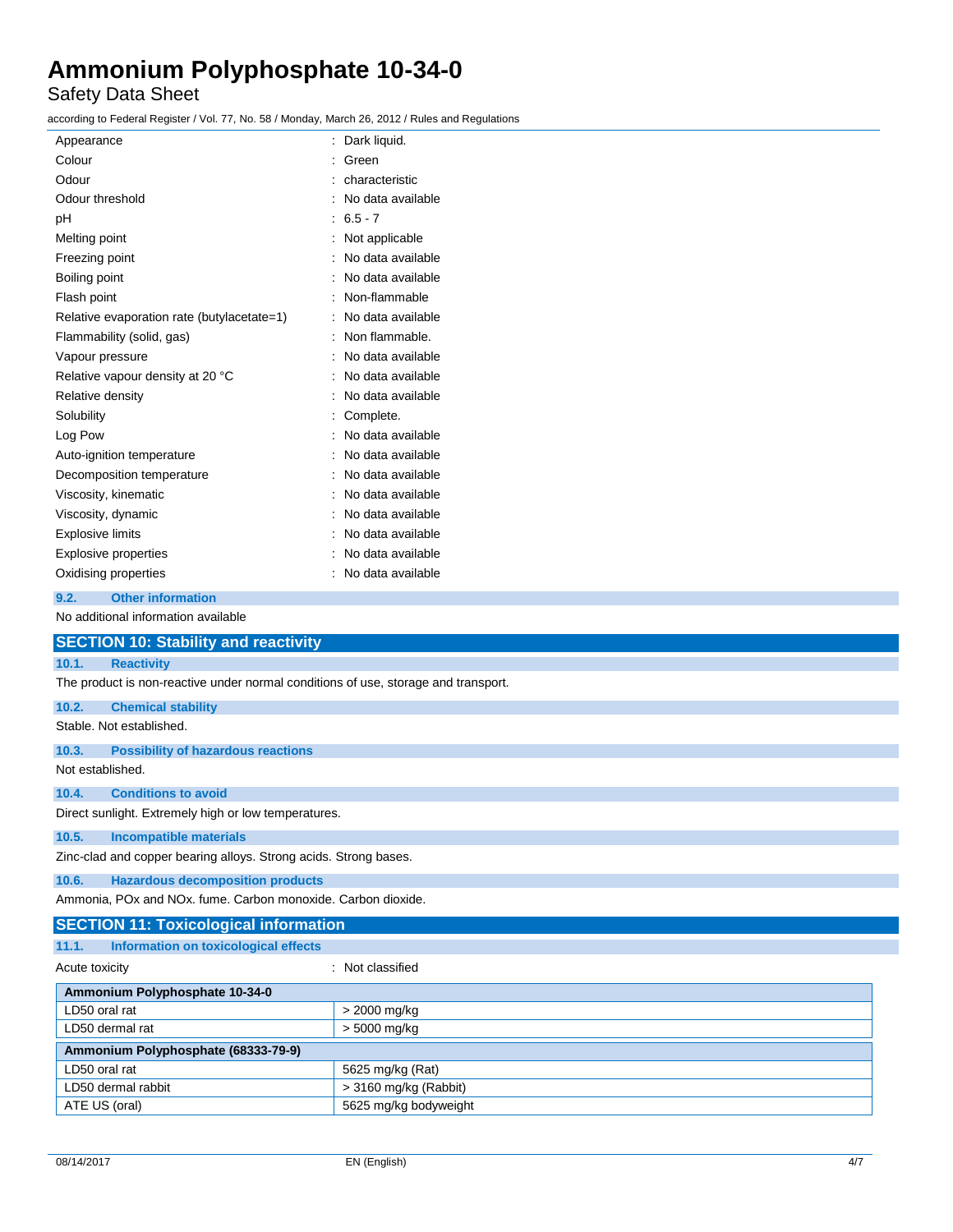| | |
|---|---|
| Appearance | : Dark liquid. |
| Colour | : Green |
| Odour | : characteristic |
| Odour threshold | : No data available |
| pH | : 6.5 - 7 |
| Melting point | : Not applicable |
| Freezing point | : No data available |
| Boiling point | : No data available |
| Flash point | : Non-flammable |
| Relative evaporation rate (butylacetate=1) | : No data available |
| Flammability (solid, gas) | : Non flammable. |
| Vapour pressure | : No data available |
| Relative vapour density at 20 °C | : No data available |
| Relative density | : No data available |
| Solubility | : Complete. |
| Log Pow | : No data available |
| Auto-ignition temperature | : No data available |
| Decomposition temperature | : No data available |
| Viscosity, kinematic | : No data available |
| Viscosity, dynamic | : No data available |
| Explosive limits | : No data available |
| Explosive properties | : No data available |
| Oxidising properties | : No data available |

### 9.2. Other information

No additional information available

## SECTION 10: Stability and reactivity

### 10.1. Reactivity

The product is non-reactive under normal conditions of use, storage and transport.

### 10.2. Chemical stability

Stable. Not established.

### 10.3. Possibility of hazardous reactions

Not established.

### 10.4. Conditions to avoid

Direct sunlight. Extremely high or low temperatures.

### 10.5. Incompatible materials

Zinc-clad and copper bearing alloys. Strong acids. Strong bases.

### 10.6. Hazardous decomposition products

Ammonia, POx and NOx. fume. Carbon monoxide. Carbon dioxide.

## SECTION 11: Toxicological information

### 11.1. Information on toxicological effects

Acute toxicity : Not classified

| Ammonium Polyphosphate 10-34-0 | |
|---|---|
| LD50 oral rat | > 2000 mg/kg |
| LD50 dermal rat | > 5000 mg/kg |

| Ammonium Polyphosphate (68333-79-9) | |
|---|---|
| LD50 oral rat | 5625 mg/kg (Rat) |
| LD50 dermal rabbit | > 3160 mg/kg (Rabbit) |
| ATE US (oral) | 5625 mg/kg bodyweight |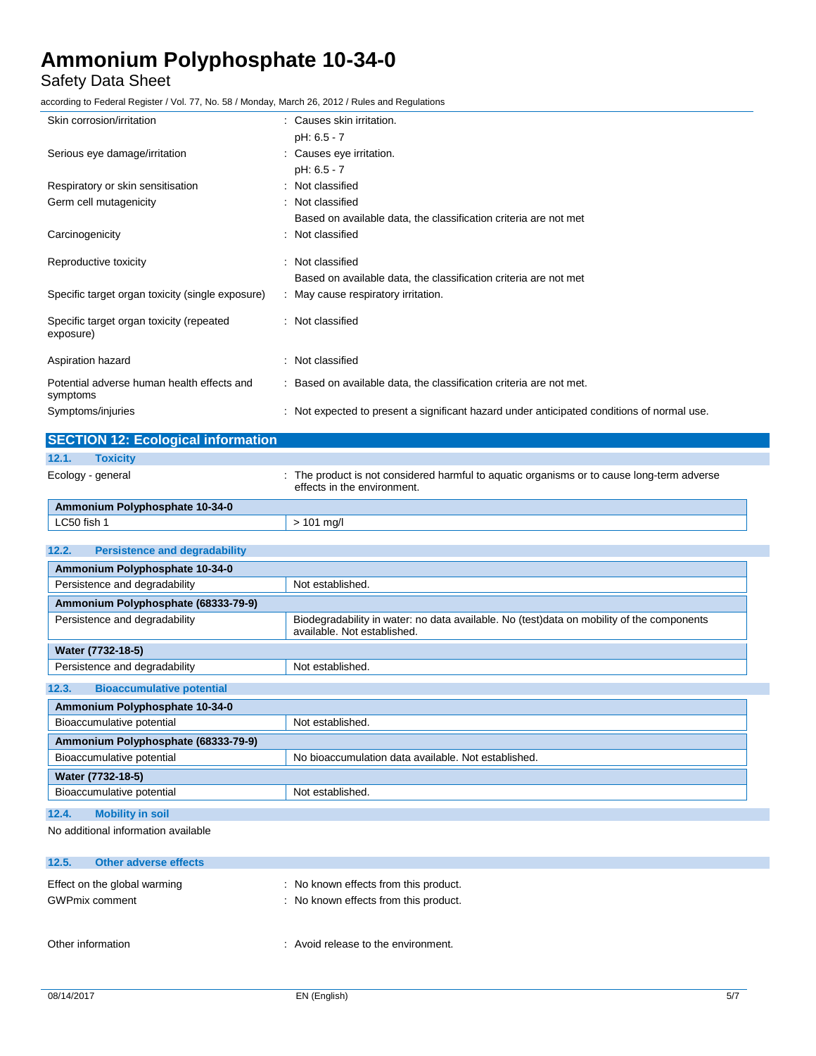Skin corrosion/irritation : Causes skin irritation.
pH: 6.5 - 7

Serious eye damage/irritation : Causes eye irritation.
pH: 6.5 - 7

Respiratory or skin sensitisation : Not classified

Germ cell mutagenicity : Not classified
Based on available data, the classification criteria are not met

Carcinogenicity : Not classified

Reproductive toxicity : Not classified
Based on available data, the classification criteria are not met

Specific target organ toxicity (single exposure) : May cause respiratory irritation.

Specific target organ toxicity (repeated exposure) : Not classified

Aspiration hazard : Not classified

Potential adverse human health effects and symptoms : Based on available data, the classification criteria are not met.

Symptoms/injuries : Not expected to present a significant hazard under anticipated conditions of normal use.

## SECTION 12: Ecological information

### 12.1. Toxicity

Ecology - general : The product is not considered harmful to aquatic organisms or to cause long-term adverse effects in the environment.

| Ammonium Polyphosphate 10-34-0 | |
|---|---|
| LC50 fish 1 | > 101 mg/l |

### 12.2. Persistence and degradability

| Ammonium Polyphosphate 10-34-0 | |
|---|---|
| Persistence and degradability | Not established. |
| **Ammonium Polyphosphate (68333-79-9)** | |
| Persistence and degradability | Biodegradability in water: no data available. No (test)data on mobility of the components available. Not established. |
| **Water (7732-18-5)** | |
| Persistence and degradability | Not established. |

### 12.3. Bioaccumulative potential

| Ammonium Polyphosphate 10-34-0 | |
|---|---|
| Bioaccumulative potential | Not established. |
| **Ammonium Polyphosphate (68333-79-9)** | |
| Bioaccumulative potential | No bioaccumulation data available. Not established. |
| **Water (7732-18-5)** | |
| Bioaccumulative potential | Not established. |

### 12.4. Mobility in soil

No additional information available

### 12.5. Other adverse effects

Effect on the global warming : No known effects from this product.

GWPmix comment : No known effects from this product.

Other information : Avoid release to the environment.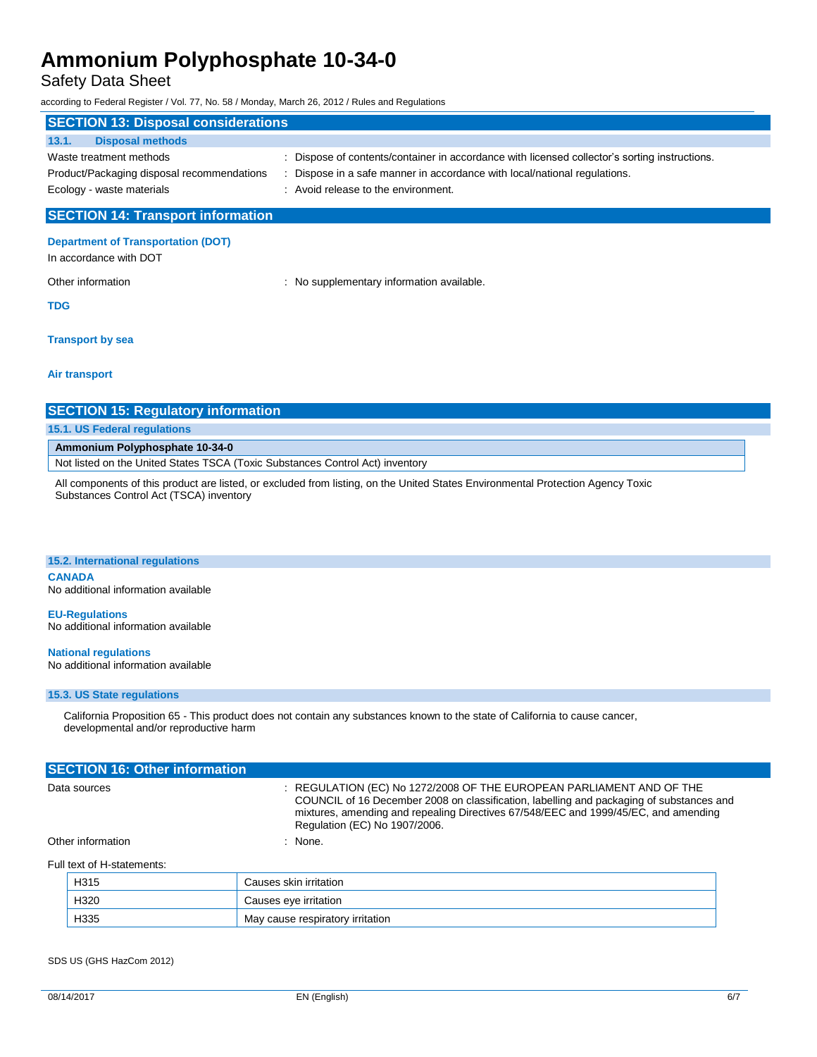## SECTION 13: Disposal considerations

### 13.1. Disposal methods

| | |
|---|---|
| Waste treatment methods | : Dispose of contents/container in accordance with licensed collector's sorting instructions. |
| Product/Packaging disposal recommendations | : Dispose in a safe manner in accordance with local/national regulations. |
| Ecology - waste materials | : Avoid release to the environment. |

## SECTION 14: Transport information

**Department of Transportation (DOT)**

In accordance with DOT

Other information : No supplementary information available.

**TDG**

**Transport by sea**

**Air transport**

## SECTION 15: Regulatory information

### 15.1. US Federal regulations

| **Ammonium Polyphosphate 10-34-0** |
|---|
| Not listed on the United States TSCA (Toxic Substances Control Act) inventory |

All components of this product are listed, or excluded from listing, on the United States Environmental Protection Agency Toxic Substances Control Act (TSCA) inventory

### 15.2. International regulations

**CANADA**

No additional information available

**EU-Regulations**

No additional information available

**National regulations**

No additional information available

### 15.3. US State regulations

California Proposition 65 - This product does not contain any substances known to the state of California to cause cancer, developmental and/or reproductive harm

## SECTION 16: Other information

| | |
|---|---|
| Data sources | : REGULATION (EC) No 1272/2008 OF THE EUROPEAN PARLIAMENT AND OF THE COUNCIL of 16 December 2008 on classification, labelling and packaging of substances and mixtures, amending and repealing Directives 67/548/EEC and 1999/45/EC, and amending Regulation (EC) No 1907/2006. |
| Other information | : None. |

Full text of H-statements:

| | |
|---|---|
| H315 | Causes skin irritation |
| H320 | Causes eye irritation |
| H335 | May cause respiratory irritation |

SDS US (GHS HazCom 2012)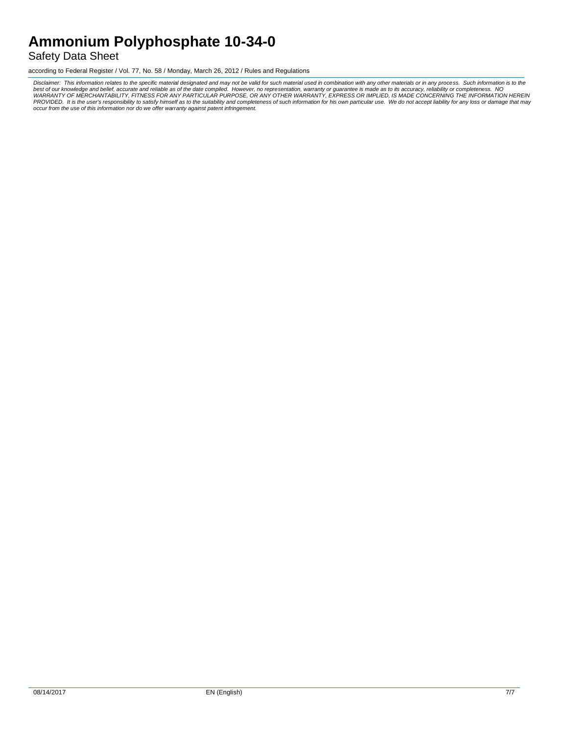*Disclaimer: This information relates to the specific material designated and may not be valid for such material used in combination with any other materials or in any process. Such information is to the best of our knowledge and belief, accurate and reliable as of the date compiled. However, no representation, warranty or guarantee is made as to its accuracy, reliability or completeness. NO WARRANTY OF MERCHANTABILITY, FITNESS FOR ANY PARTICULAR PURPOSE, OR ANY OTHER WARRANTY, EXPRESS OR IMPLIED, IS MADE CONCERNING THE INFORMATION HEREIN PROVIDED. It is the user's responsibility to satisfy himself as to the suitability and completeness of such information for his own particular use. We do not accept liability for any loss or damage that may occur from the use of this information nor do we offer warranty against patent infringement.*